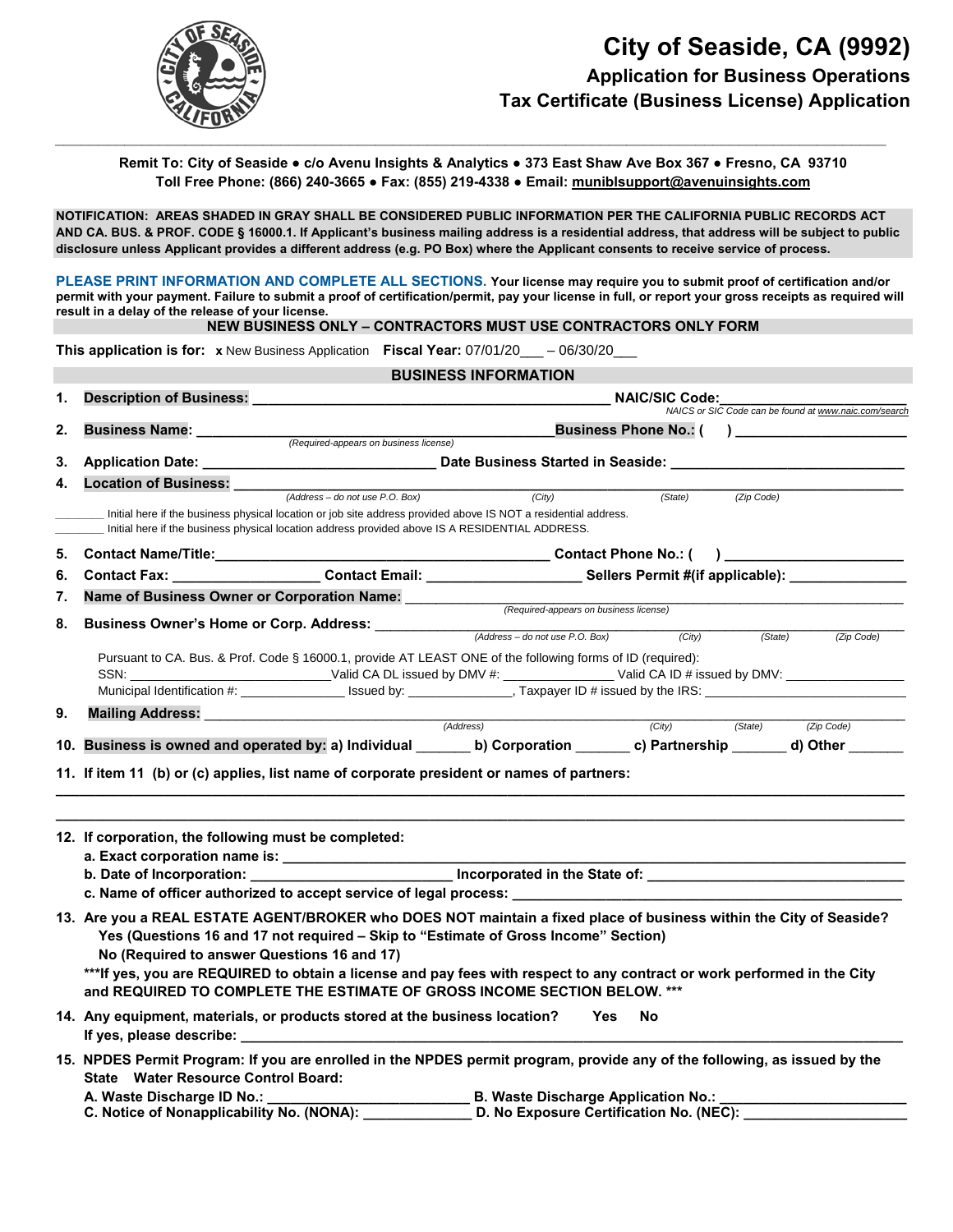# City of Seaside, CA (9992)

## Application for Business Operations

## Tax Certificate (Business License) Application

**Remit To: City of Seaside • c/o Avenu Insights & Analytics • 373 East Shaw Ave Box 367 • Fresno, CA 93710**
**Toll Free Phone: (866) 240-3665 • Fax: (855) 219-4338 • Email: muniblsupport@avenuinsights.com**

**NOTIFICATION: AREAS SHADED IN GRAY SHALL BE CONSIDERED PUBLIC INFORMATION PER THE CALIFORNIA PUBLIC RECORDS ACT AND CA. BUS. & PROF. CODE § 16000.1. If Applicant's business mailing address is a residential address, that address will be subject to public disclosure unless Applicant provides a different address (e.g. PO Box) where the Applicant consents to receive service of process.**

**PLEASE PRINT INFORMATION AND COMPLETE ALL SECTIONS. Your license may require you to submit proof of certification and/or permit with your payment. Failure to submit a proof of certification/permit, pay your license in full, or report your gross receipts as required will result in a delay of the release of your license.**

**NEW BUSINESS ONLY – CONTRACTORS MUST USE CONTRACTORS ONLY FORM**

**This application is for:** x New Business Application **Fiscal Year:** 07/01/20___ – 06/30/20___

### BUSINESS INFORMATION

1. **Description of Business:** ______________________________ **NAIC/SIC Code:** ________________
   *NAICS or SIC Code can be found at www.naic.com/search*
2. **Business Name:** ______________________________ *(Required-appears on business license)* **Business Phone No.:** ( ) ________________
3. **Application Date:** ________________ **Date Business Started in Seaside:** ________________
4. **Location of Business:** ______________________________
   *(Address – do not use P.O. Box) (City) (State) (Zip Code)*
   ________ Initial here if the business physical location or job site address provided above IS NOT a residential address.
   ________ Initial here if the business physical location address provided above IS A RESIDENTIAL ADDRESS.
5. **Contact Name/Title:** ______________________________ **Contact Phone No.:** ( ) ________________
6. **Contact Fax:** ____________ **Contact Email:** ____________ **Sellers Permit #(if applicable):** ____________
7. **Name of Business Owner or Corporation Name:** ______________________________
   *(Required-appears on business license)*
8. **Business Owner's Home or Corp. Address:** ______________________________
   *(Address – do not use P.O. Box) (City) (State) (Zip Code)*

   Pursuant to CA. Bus. & Prof. Code § 16000.1, provide AT LEAST ONE of the following forms of ID (required):
   SSN: ________________ Valid CA DL issued by DMV #: ____________ Valid CA ID # issued by DMV: ____________
   Municipal Identification #: ____________ Issued by: ____________, Taxpayer ID # issued by the IRS: ____________
9. **Mailing Address:** ______________________________
   *(Address) (City) (State) (Zip Code)*
10. **Business is owned and operated by:** a) Individual _______ b) Corporation _______ c) Partnership _______ d) Other _______
11. **If item 11 (b) or (c) applies, list name of corporate president or names of partners:**

    ______________________________________________________________

    ______________________________________________________________
12. **If corporation, the following must be completed:**
    a. Exact corporation name is: ______________________________
    b. Date of Incorporation: ________________ Incorporated in the State of: ________________
    c. Name of officer authorized to accept service of legal process: ______________________________
13. **Are you a REAL ESTATE AGENT/BROKER who DOES NOT maintain a fixed place of business within the City of Seaside?**
    Yes (Questions 16 and 17 not required – Skip to "Estimate of Gross Income" Section)
    No (Required to answer Questions 16 and 17)
    ***If yes, you are REQUIRED to obtain a license and pay fees with respect to any contract or work performed in the City and REQUIRED TO COMPLETE THE ESTIMATE OF GROSS INCOME SECTION BELOW. ***
14. **Any equipment, materials, or products stored at the business location?** Yes No
    If yes, please describe: ______________________________
15. **NPDES Permit Program: If you are enrolled in the NPDES permit program, provide any of the following, as issued by the State Water Resource Control Board:**
    A. Waste Discharge ID No.: ________________ B. Waste Discharge Application No.: ________________
    C. Notice of Nonapplicability No. (NONA): ____________ D. No Exposure Certification No. (NEC): ____________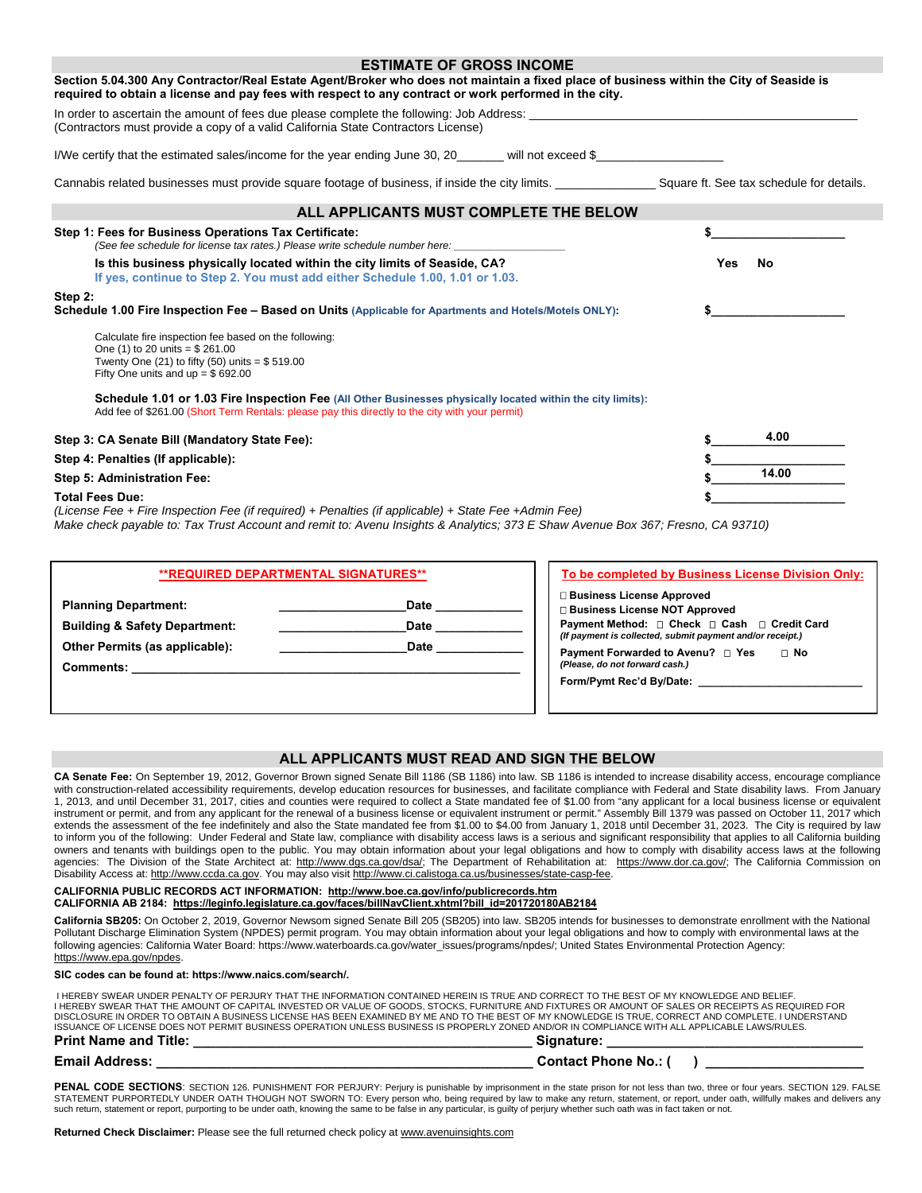## ESTIMATE OF GROSS INCOME

**Section 5.04.300 Any Contractor/Real Estate Agent/Broker who does not maintain a fixed place of business within the City of Seaside is required to obtain a license and pay fees with respect to any contract or work performed in the city.**

In order to ascertain the amount of fees due please complete the following: Job Address: ______________________________________________
(Contractors must provide a copy of a valid California State Contractors License)

I/We certify that the estimated sales/income for the year ending June 30, 20_______ will not exceed $__________________

Cannabis related businesses must provide square footage of business, if inside the city limits. ______________ Square ft. See tax schedule for details.

## ALL APPLICANTS MUST COMPLETE THE BELOW

**Step 1: Fees for Business Operations Tax Certificate:** $____________________
*(See fee schedule for license tax rates.) Please write schedule number here: __________________*

**Is this business physically located within the city limits of Seaside, CA?** **Yes** **No**
**If yes, continue to Step 2. You must add either Schedule 1.00, 1.01 or 1.03.**

**Step 2:**
**Schedule 1.00 Fire Inspection Fee – Based on Units (Applicable for Apartments and Hotels/Motels ONLY):** $____________________

Calculate fire inspection fee based on the following:
One (1) to 20 units = $ 261.00
Twenty One (21) to fifty (50) units = $ 519.00
Fifty One units and up = $ 692.00

**Schedule 1.01 or 1.03 Fire Inspection Fee (All Other Businesses physically located within the city limits):**
Add fee of $261.00 (Short Term Rentals: please pay this directly to the city with your permit)

**Step 3: CA Senate Bill (Mandatory State Fee):** $ 4.00

**Step 4: Penalties (If applicable):** $____________________

**Step 5: Administration Fee:** $ 14.00

**Total Fees Due:** $____________________
*(License Fee + Fire Inspection Fee (if required) + Penalties (if applicable) + State Fee +Admin Fee)*
*Make check payable to: Tax Trust Account and remit to: Avenu Insights & Analytics; 373 E Shaw Avenue Box 367; Fresno, CA 93710)*

**\*\*REQUIRED DEPARTMENTAL SIGNATURES\*\***

**Planning Department:** __________________ **Date** ____________

**Building & Safety Department:** __________________ **Date** ____________

**Other Permits (as applicable):** __________________ **Date** ____________

**Comments:** ________________________________________________________

**To be completed by Business License Division Only:**

☐ **Business License Approved**
☐ **Business License NOT Approved**
**Payment Method:** ☐ **Check** ☐ **Cash** ☐ **Credit Card**
*(If payment is collected, submit payment and/or receipt.)*
**Payment Forwarded to Avenu?** ☐ **Yes** ☐ **No**
*(Please, do not forward cash.)*
**Form/Pymt Rec'd By/Date:** ___________________________

## ALL APPLICANTS MUST READ AND SIGN THE BELOW

**CA Senate Fee:** On September 19, 2012, Governor Brown signed Senate Bill 1186 (SB 1186) into law. SB 1186 is intended to increase disability access, encourage compliance with construction-related accessibility requirements, develop education resources for businesses, and facilitate compliance with Federal and State disability laws. From January 1, 2013, and until December 31, 2017, cities and counties were required to collect a State mandated fee of $1.00 from "any applicant for a local business license or equivalent instrument or permit, and from any applicant for the renewal of a business license or equivalent instrument or permit." Assembly Bill 1379 was passed on October 11, 2017 which extends the assessment of the fee indefinitely and also the State mandated fee from $1.00 to $4.00 from January 1, 2018 until December 31, 2023. The City is required by law to inform you of the following: Under Federal and State law, compliance with disability access laws is a serious and significant responsibility that applies to all California building owners and tenants with buildings open to the public. You may obtain information about your legal obligations and how to comply with disability access laws at the following agencies: The Division of the State Architect at: http://www.dgs.ca.gov/dsa/; The Department of Rehabilitation at: https://www.dor.ca.gov/; The California Commission on Disability Access at: http://www.ccda.ca.gov. You may also visit http://www.ci.calistoga.ca.us/businesses/state-casp-fee.

**CALIFORNIA PUBLIC RECORDS ACT INFORMATION: http://www.boe.ca.gov/info/publicrecords.htm**
**CALIFORNIA AB 2184: https://leginfo.legislature.ca.gov/faces/billNavClient.xhtml?bill_id=201720180AB2184**

**California SB205:** On October 2, 2019, Governor Newsom signed Senate Bill 205 (SB205) into law. SB205 intends for businesses to demonstrate enrollment with the National Pollutant Discharge Elimination System (NPDES) permit program. You may obtain information about your legal obligations and how to comply with environmental laws at the following agencies: California Water Board: https://www.waterboards.ca.gov/water_issues/programs/npdes/; United States Environmental Protection Agency: https://www.epa.gov/npdes.

**SIC codes can be found at: https://www.naics.com/search/.**

I HEREBY SWEAR UNDER PENALTY OF PERJURY THAT THE INFORMATION CONTAINED HEREIN IS TRUE AND CORRECT TO THE BEST OF MY KNOWLEDGE AND BELIEF. I HEREBY SWEAR THAT THE AMOUNT OF CAPITAL INVESTED OR VALUE OF GOODS, STOCKS, FURNITURE AND FIXTURES OR AMOUNT OF SALES OR RECEIPTS AS REQUIRED FOR DISCLOSURE IN ORDER TO OBTAIN A BUSINESS LICENSE HAS BEEN EXAMINED BY ME AND TO THE BEST OF MY KNOWLEDGE IS TRUE, CORRECT AND COMPLETE. I UNDERSTAND ISSUANCE OF LICENSE DOES NOT PERMIT BUSINESS OPERATION UNLESS BUSINESS IS PROPERLY ZONED AND/OR IN COMPLIANCE WITH ALL APPLICABLE LAWS/RULES.

**Print Name and Title:** ________________________________________ **Signature:** ______________________________

**Email Address:** ______________________________________________ **Contact Phone No.: (     )** ____________________

**PENAL CODE SECTIONS**: SECTION 126. PUNISHMENT FOR PERJURY: Perjury is punishable by imprisonment in the state prison for not less than two, three or four years. SECTION 129. FALSE STATEMENT PURPORTEDLY UNDER OATH THOUGH NOT SWORN TO: Every person who, being required by law to make any return, statement, or report, under oath, willfully makes and delivers any such return, statement or report, purporting to be under oath, knowing the same to be false in any particular, is guilty of perjury whether such oath was in fact taken or not.

**Returned Check Disclaimer:** Please see the full returned check policy at www.avenuinsights.com